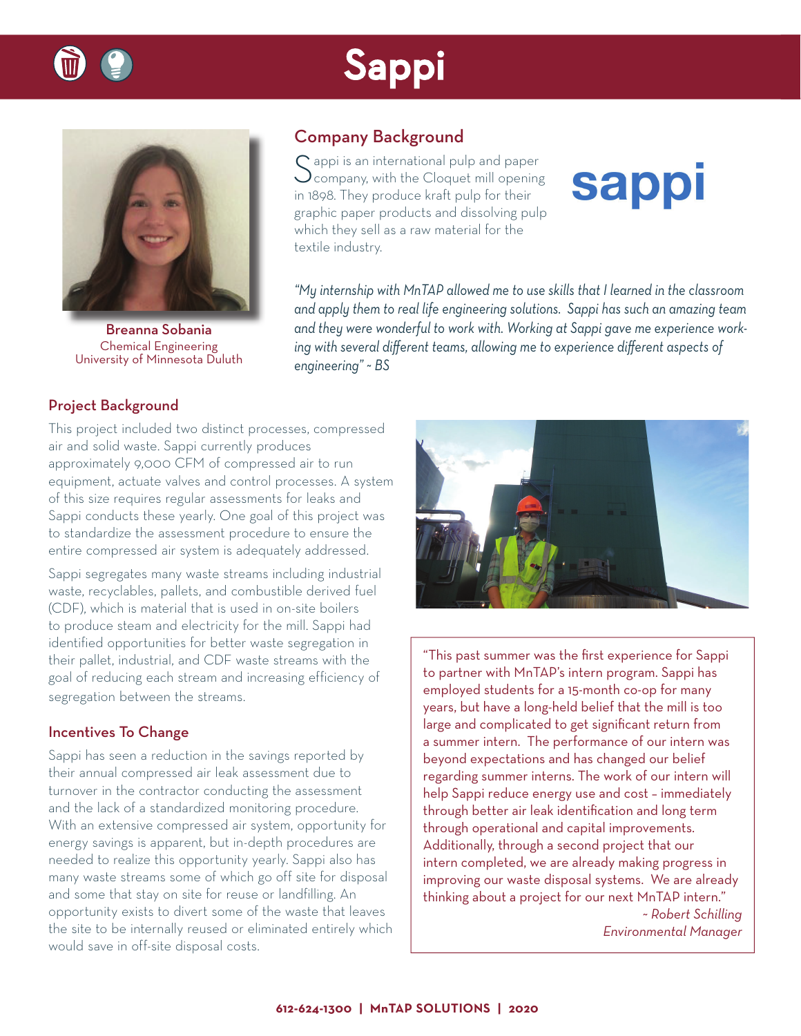# Sappi

Breanna Sobania
Chemical Engineering
University of Minnesota Duluth

## Company Background

Sappi is an international pulp and paper company, with the Cloquet mill opening in 1898. They produce kraft pulp for their graphic paper products and dissolving pulp which they sell as a raw material for the textile industry.

*"My internship with MnTAP allowed me to use skills that I learned in the classroom and apply them to real life engineering solutions. Sappi has such an amazing team and they were wonderful to work with. Working at Sappi gave me experience working with several different teams, allowing me to experience different aspects of engineering" ~ BS*

## Project Background

This project included two distinct processes, compressed air and solid waste. Sappi currently produces approximately 9,000 CFM of compressed air to run equipment, actuate valves and control processes. A system of this size requires regular assessments for leaks and Sappi conducts these yearly. One goal of this project was to standardize the assessment procedure to ensure the entire compressed air system is adequately addressed.

Sappi segregates many waste streams including industrial waste, recyclables, pallets, and combustible derived fuel (CDF), which is material that is used in on-site boilers to produce steam and electricity for the mill. Sappi had identified opportunities for better waste segregation in their pallet, industrial, and CDF waste streams with the goal of reducing each stream and increasing efficiency of segregation between the streams.

### Incentives To Change

Sappi has seen a reduction in the savings reported by their annual compressed air leak assessment due to turnover in the contractor conducting the assessment and the lack of a standardized monitoring procedure. With an extensive compressed air system, opportunity for energy savings is apparent, but in-depth procedures are needed to realize this opportunity yearly. Sappi also has many waste streams some of which go off site for disposal and some that stay on site for reuse or landfilling. An opportunity exists to divert some of the waste that leaves the site to be internally reused or eliminated entirely which would save in off-site disposal costs.

"This past summer was the first experience for Sappi to partner with MnTAP's intern program. Sappi has employed students for a 15-month co-op for many years, but have a long-held belief that the mill is too large and complicated to get significant return from a summer intern. The performance of our intern was beyond expectations and has changed our belief regarding summer interns. The work of our intern will help Sappi reduce energy use and cost – immediately through better air leak identification and long term through operational and capital improvements. Additionally, through a second project that our intern completed, we are already making progress in improving our waste disposal systems. We are already thinking about a project for our next MnTAP intern."

*~ Robert Schilling*
*Environmental Manager*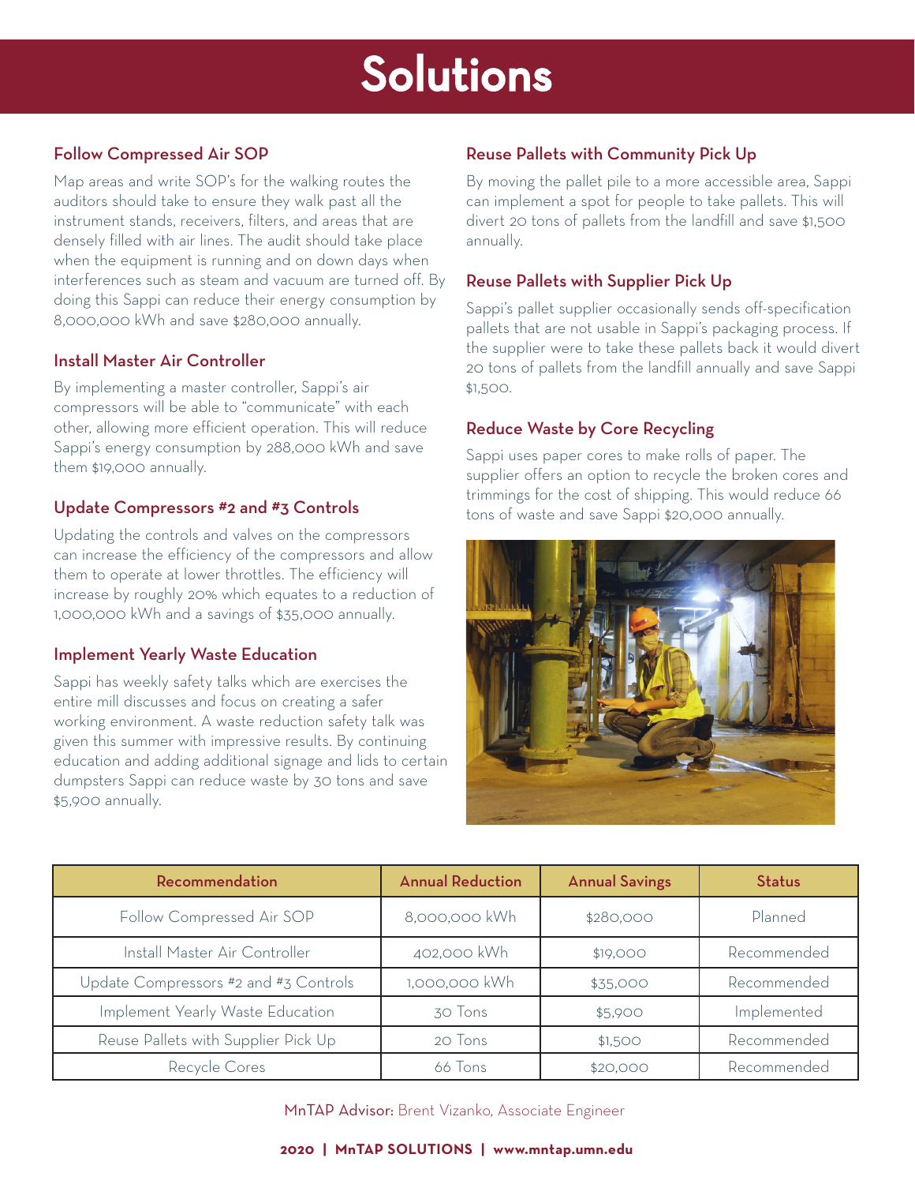# Solutions

### Follow Compressed Air SOP

Map areas and write SOP's for the walking routes the auditors should take to ensure they walk past all the instrument stands, receivers, filters, and areas that are densely filled with air lines. The audit should take place when the equipment is running and on down days when interferences such as steam and vacuum are turned off. By doing this Sappi can reduce their energy consumption by 8,000,000 kWh and save $280,000 annually.

### Install Master Air Controller

By implementing a master controller, Sappi's air compressors will be able to "communicate" with each other, allowing more efficient operation. This will reduce Sappi's energy consumption by 288,000 kWh and save them $19,000 annually.

### Update Compressors #2 and #3 Controls

Updating the controls and valves on the compressors can increase the efficiency of the compressors and allow them to operate at lower throttles. The efficiency will increase by roughly 20% which equates to a reduction of 1,000,000 kWh and a savings of $35,000 annually.

### Implement Yearly Waste Education

Sappi has weekly safety talks which are exercises the entire mill discusses and focus on creating a safer working environment. A waste reduction safety talk was given this summer with impressive results. By continuing education and adding additional signage and lids to certain dumpsters Sappi can reduce waste by 30 tons and save $5,900 annually.

### Reuse Pallets with Community Pick Up

By moving the pallet pile to a more accessible area, Sappi can implement a spot for people to take pallets. This will divert 20 tons of pallets from the landfill and save $1,500 annually.

### Reuse Pallets with Supplier Pick Up

Sappi's pallet supplier occasionally sends off-specification pallets that are not usable in Sappi's packaging process. If the supplier were to take these pallets back it would divert 20 tons of pallets from the landfill annually and save Sappi $1,500.

### Reduce Waste by Core Recycling

Sappi uses paper cores to make rolls of paper. The supplier offers an option to recycle the broken cores and trimmings for the cost of shipping. This would reduce 66 tons of waste and save Sappi $20,000 annually.

| Recommendation | Annual Reduction | Annual Savings | Status |
|---|---|---|---|
| Follow Compressed Air SOP | 8,000,000 kWh | $280,000 | Planned |
| Install Master Air Controller | 402,000 kWh | $19,000 | Recommended |
| Update Compressors #2 and #3 Controls | 1,000,000 kWh | $35,000 | Recommended |
| Implement Yearly Waste Education | 30 Tons | $5,900 | Implemented |
| Reuse Pallets with Supplier Pick Up | 20 Tons | $1,500 | Recommended |
| Recycle Cores | 66 Tons | $20,000 | Recommended |

MnTAP Advisor: Brent Vizanko, Associate Engineer